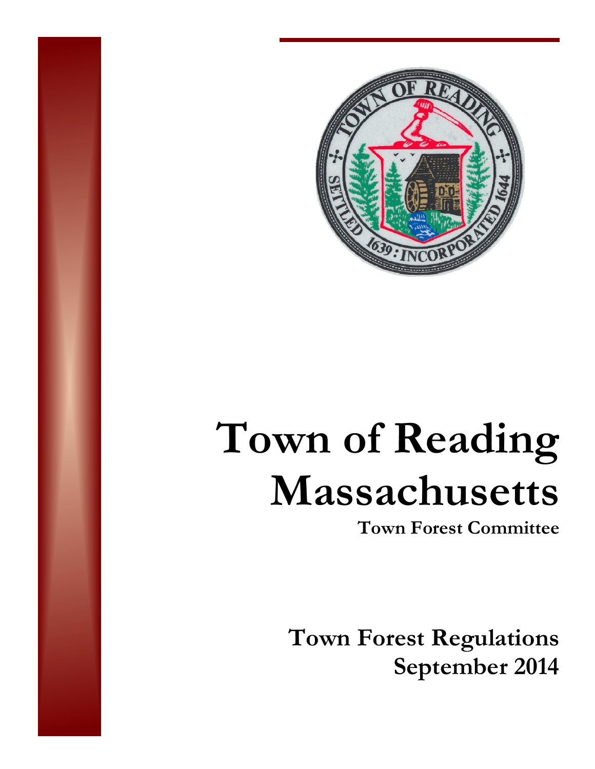# Town of Reading Massachusetts

**Town Forest Committee**

## Town Forest Regulations
## September 2014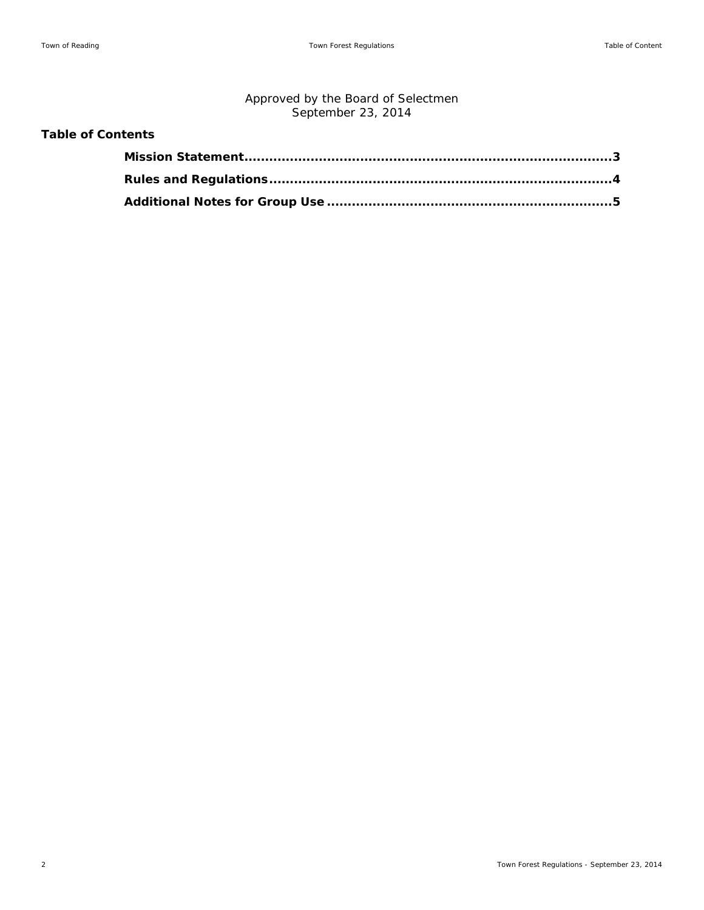Approved by the Board of Selectmen
September 23, 2014

## Table of Contents

**Mission Statement....................................................................................3**

**Rules and Regulations.............................................................................4**

**Additional Notes for Group Use ...............................................................5**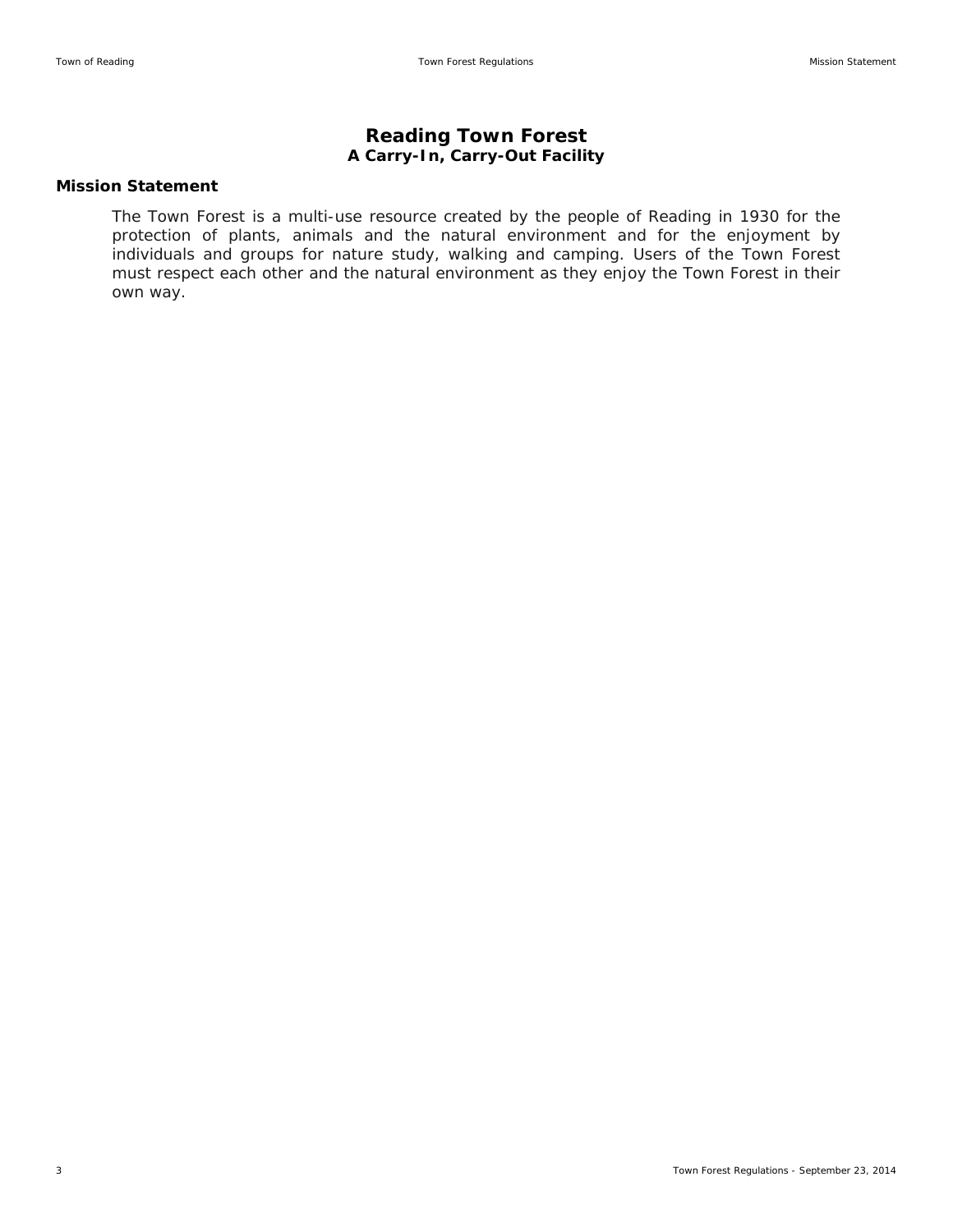# Reading Town Forest

**A Carry-In, Carry-Out Facility**

## Mission Statement

The Town Forest is a multi-use resource created by the people of Reading in 1930 for the protection of plants, animals and the natural environment and for the enjoyment by individuals and groups for nature study, walking and camping. Users of the Town Forest must respect each other and the natural environment as they enjoy the Town Forest in their own way.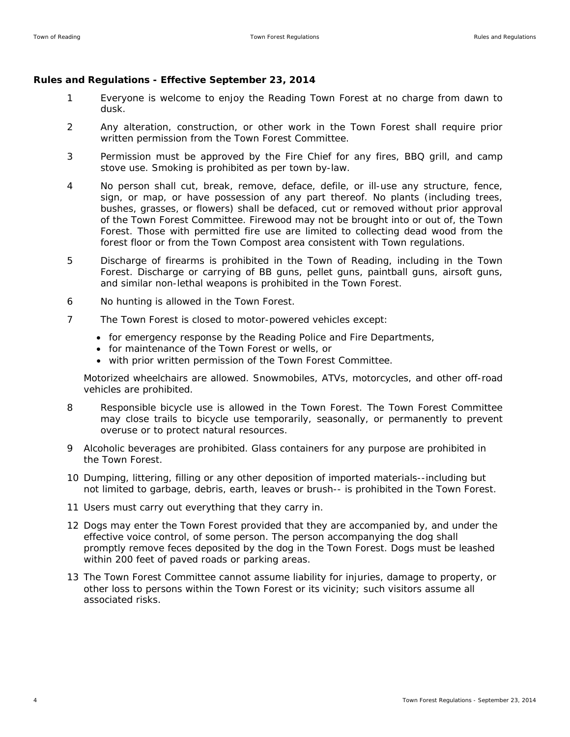**Rules and Regulations - Effective September 23, 2014**

1. Everyone is welcome to enjoy the Reading Town Forest at no charge from dawn to dusk.

2. Any alteration, construction, or other work in the Town Forest shall require prior written permission from the Town Forest Committee.

3. Permission must be approved by the Fire Chief for any fires, BBQ grill, and camp stove use. Smoking is prohibited as per town by-law.

4. No person shall cut, break, remove, deface, defile, or ill-use any structure, fence, sign, or map, or have possession of any part thereof. No plants (including trees, bushes, grasses, or flowers) shall be defaced, cut or removed without prior approval of the Town Forest Committee. Firewood may not be brought into or out of, the Town Forest. Those with permitted fire use are limited to collecting dead wood from the forest floor or from the Town Compost area consistent with Town regulations.

5. Discharge of firearms is prohibited in the Town of Reading, including in the Town Forest. Discharge or carrying of BB guns, pellet guns, paintball guns, airsoft guns, and similar non-lethal weapons is prohibited in the Town Forest.

6. No hunting is allowed in the Town Forest.

7. The Town Forest is closed to motor-powered vehicles except:

   - for emergency response by the Reading Police and Fire Departments,
   - for maintenance of the Town Forest or wells, or
   - with prior written permission of the Town Forest Committee.

   Motorized wheelchairs are allowed. Snowmobiles, ATVs, motorcycles, and other off-road vehicles are prohibited.

8. Responsible bicycle use is allowed in the Town Forest. The Town Forest Committee may close trails to bicycle use temporarily, seasonally, or permanently to prevent overuse or to protect natural resources.

9. Alcoholic beverages are prohibited. Glass containers for any purpose are prohibited in the Town Forest.

10. Dumping, littering, filling or any other deposition of imported materials--including but not limited to garbage, debris, earth, leaves or brush-- is prohibited in the Town Forest.

11. Users must carry out everything that they carry in.

12. Dogs may enter the Town Forest provided that they are accompanied by, and under the effective voice control, of some person. The person accompanying the dog shall promptly remove feces deposited by the dog in the Town Forest. Dogs must be leashed within 200 feet of paved roads or parking areas.

13. The Town Forest Committee cannot assume liability for injuries, damage to property, or other loss to persons within the Town Forest or its vicinity; such visitors assume all associated risks.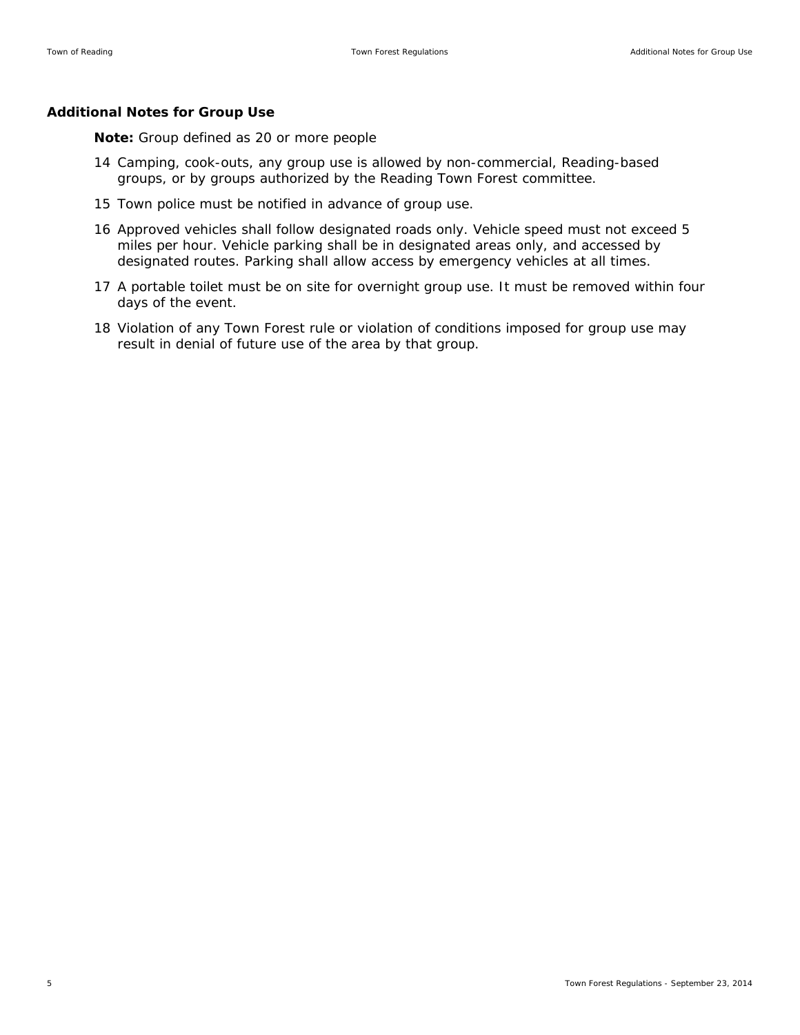## Additional Notes for Group Use

**Note:** Group defined as 20 or more people

14 Camping, cook-outs, any group use is allowed by non-commercial, Reading-based groups, or by groups authorized by the Reading Town Forest committee.

15 Town police must be notified in advance of group use.

16 Approved vehicles shall follow designated roads only. Vehicle speed must not exceed 5 miles per hour. Vehicle parking shall be in designated areas only, and accessed by designated routes. Parking shall allow access by emergency vehicles at all times.

17 A portable toilet must be on site for overnight group use. It must be removed within four days of the event.

18 Violation of any Town Forest rule or violation of conditions imposed for group use may result in denial of future use of the area by that group.